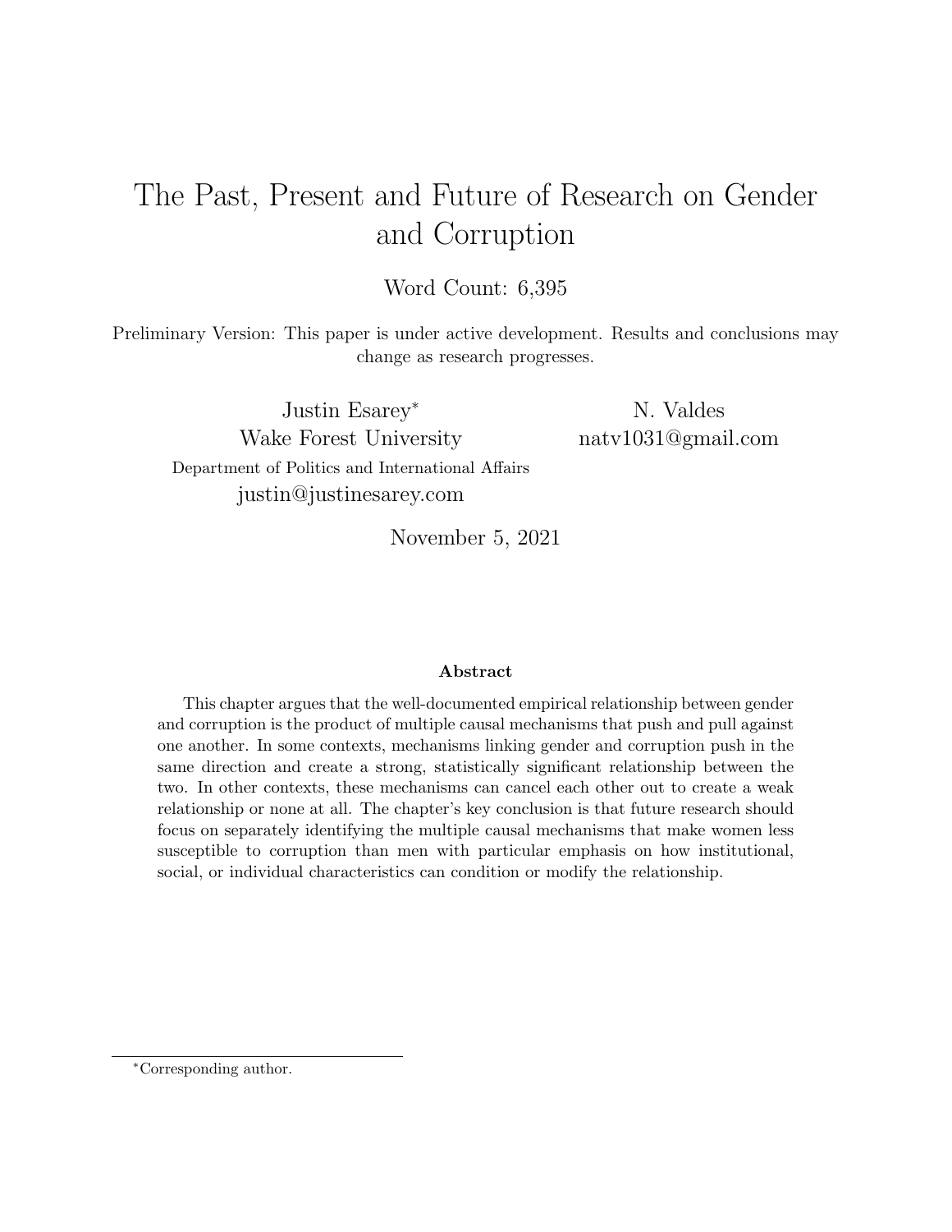# The Past, Present and Future of Research on Gender and Corruption

Word Count: 6,395

Preliminary Version: This paper is under active development. Results and conclusions may change as research progresses.

Justin Esarey[*]
Wake Forest University
Department of Politics and International Affairs
justin@justinesarey.com

N. Valdes
natv1031@gmail.com

November 5, 2021

**Abstract**

This chapter argues that the well-documented empirical relationship between gender and corruption is the product of multiple causal mechanisms that push and pull against one another. In some contexts, mechanisms linking gender and corruption push in the same direction and create a strong, statistically significant relationship between the two. In other contexts, these mechanisms can cancel each other out to create a weak relationship or none at all. The chapter's key conclusion is that future research should focus on separately identifying the multiple causal mechanisms that make women less susceptible to corruption than men with particular emphasis on how institutional, social, or individual characteristics can condition or modify the relationship.

[*] Corresponding author.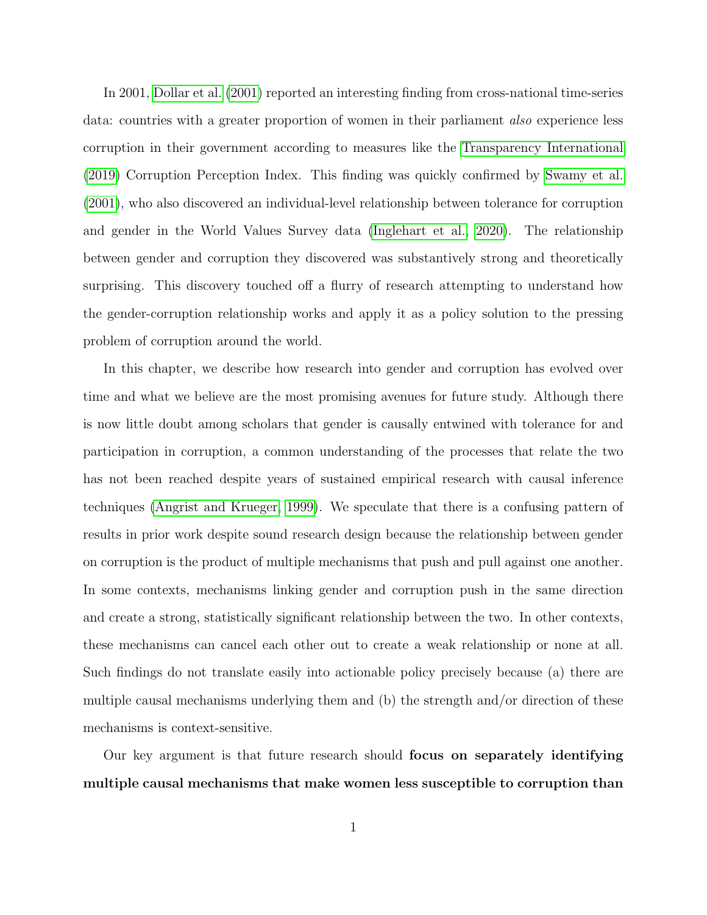In 2001, Dollar et al. (2001) reported an interesting finding from cross-national time-series data: countries with a greater proportion of women in their parliament *also* experience less corruption in their government according to measures like the Transparency International (2019) Corruption Perception Index. This finding was quickly confirmed by Swamy et al. (2001), who also discovered an individual-level relationship between tolerance for corruption and gender in the World Values Survey data (Inglehart et al., 2020). The relationship between gender and corruption they discovered was substantively strong and theoretically surprising. This discovery touched off a flurry of research attempting to understand how the gender-corruption relationship works and apply it as a policy solution to the pressing problem of corruption around the world.

In this chapter, we describe how research into gender and corruption has evolved over time and what we believe are the most promising avenues for future study. Although there is now little doubt among scholars that gender is causally entwined with tolerance for and participation in corruption, a common understanding of the processes that relate the two has not been reached despite years of sustained empirical research with causal inference techniques (Angrist and Krueger, 1999). We speculate that there is a confusing pattern of results in prior work despite sound research design because the relationship between gender on corruption is the product of multiple mechanisms that push and pull against one another. In some contexts, mechanisms linking gender and corruption push in the same direction and create a strong, statistically significant relationship between the two. In other contexts, these mechanisms can cancel each other out to create a weak relationship or none at all. Such findings do not translate easily into actionable policy precisely because (a) there are multiple causal mechanisms underlying them and (b) the strength and/or direction of these mechanisms is context-sensitive.

Our key argument is that future research should **focus on separately identifying multiple causal mechanisms that make women less susceptible to corruption than**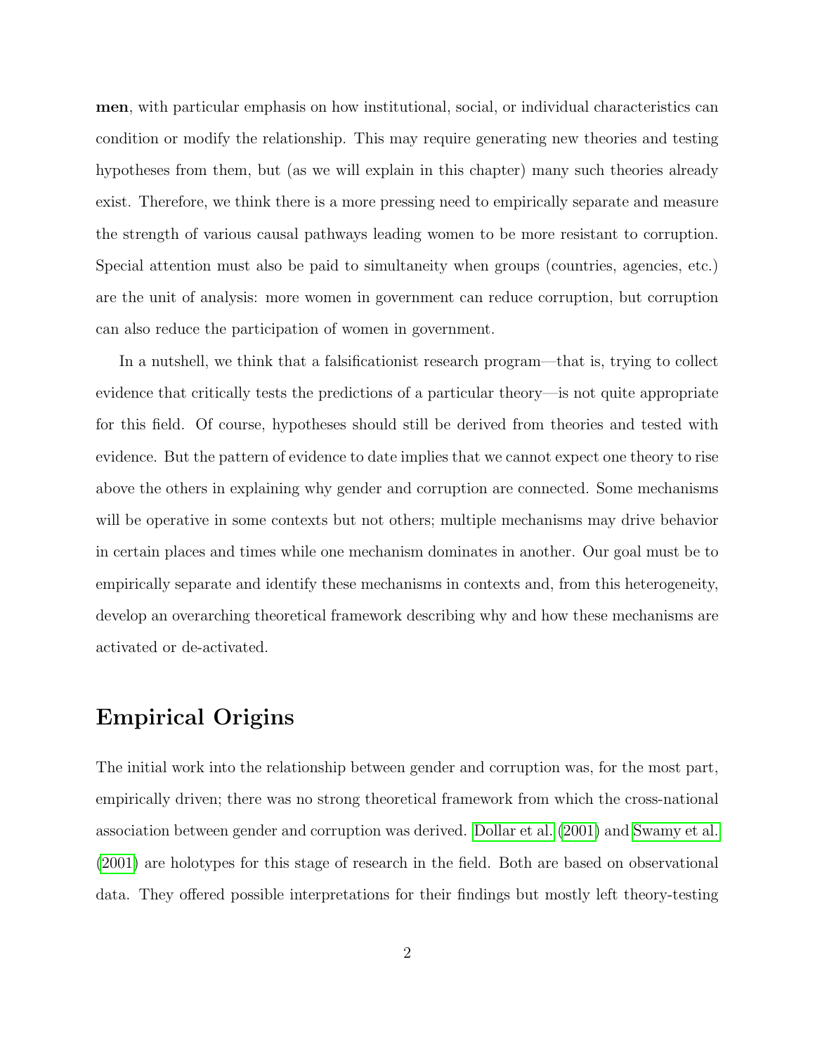**men**, with particular emphasis on how institutional, social, or individual characteristics can condition or modify the relationship. This may require generating new theories and testing hypotheses from them, but (as we will explain in this chapter) many such theories already exist. Therefore, we think there is a more pressing need to empirically separate and measure the strength of various causal pathways leading women to be more resistant to corruption. Special attention must also be paid to simultaneity when groups (countries, agencies, etc.) are the unit of analysis: more women in government can reduce corruption, but corruption can also reduce the participation of women in government.

In a nutshell, we think that a falsificationist research program—that is, trying to collect evidence that critically tests the predictions of a particular theory—is not quite appropriate for this field. Of course, hypotheses should still be derived from theories and tested with evidence. But the pattern of evidence to date implies that we cannot expect one theory to rise above the others in explaining why gender and corruption are connected. Some mechanisms will be operative in some contexts but not others; multiple mechanisms may drive behavior in certain places and times while one mechanism dominates in another. Our goal must be to empirically separate and identify these mechanisms in contexts and, from this heterogeneity, develop an overarching theoretical framework describing why and how these mechanisms are activated or de-activated.

## Empirical Origins

The initial work into the relationship between gender and corruption was, for the most part, empirically driven; there was no strong theoretical framework from which the cross-national association between gender and corruption was derived. Dollar et al. (2001) and Swamy et al. (2001) are holotypes for this stage of research in the field. Both are based on observational data. They offered possible interpretations for their findings but mostly left theory-testing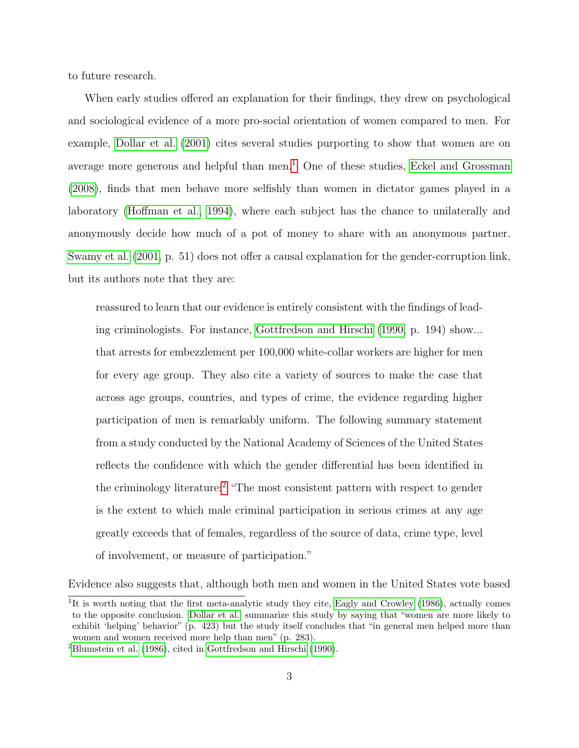to future research.

When early studies offered an explanation for their findings, they drew on psychological and sociological evidence of a more pro-social orientation of women compared to men. For example, Dollar et al. (2001) cites several studies purporting to show that women are on average more generous and helpful than men.[1] One of these studies, Eckel and Grossman (2008), finds that men behave more selfishly than women in dictator games played in a laboratory (Hoffman et al., 1994), where each subject has the chance to unilaterally and anonymously decide how much of a pot of money to share with an anonymous partner. Swamy et al. (2001, p. 51) does not offer a causal explanation for the gender-corruption link, but its authors note that they are:

> reassured to learn that our evidence is entirely consistent with the findings of leading criminologists. For instance, Gottfredson and Hirschi (1990, p. 194) show... that arrests for embezzlement per 100,000 white-collar workers are higher for men for every age group. They also cite a variety of sources to make the case that across age groups, countries, and types of crime, the evidence regarding higher participation of men is remarkably uniform. The following summary statement from a study conducted by the National Academy of Sciences of the United States reflects the confidence with which the gender differential has been identified in the criminology literature:[2] "The most consistent pattern with respect to gender is the extent to which male criminal participation in serious crimes at any age greatly exceeds that of females, regardless of the source of data, crime type, level of involvement, or measure of participation."

Evidence also suggests that, although both men and women in the United States vote based

---

[1] It is worth noting that the first meta-analytic study they cite, Eagly and Crowley (1986), actually comes to the opposite conclusion. Dollar et al. summarize this study by saying that "women are more likely to exhibit 'helping' behavior" (p. 423) but the study itself concludes that "in general men helped more than women and women received more help than men" (p. 283).

[2] Blumstein et al. (1986), cited in Gottfredson and Hirschi (1990).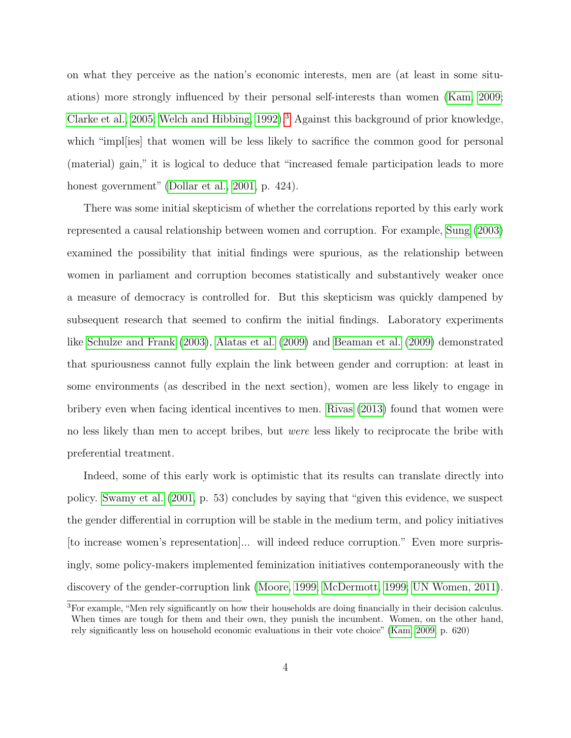on what they perceive as the nation's economic interests, men are (at least in some situations) more strongly influenced by their personal self-interests than women (Kam, 2009; Clarke et al., 2005; Welch and Hibbing, 1992).[3] Against this background of prior knowledge, which "impl[ies] that women will be less likely to sacrifice the common good for personal (material) gain," it is logical to deduce that "increased female participation leads to more honest government" (Dollar et al., 2001, p. 424).

There was some initial skepticism of whether the correlations reported by this early work represented a causal relationship between women and corruption. For example, Sung (2003) examined the possibility that initial findings were spurious, as the relationship between women in parliament and corruption becomes statistically and substantively weaker once a measure of democracy is controlled for. But this skepticism was quickly dampened by subsequent research that seemed to confirm the initial findings. Laboratory experiments like Schulze and Frank (2003), Alatas et al. (2009) and Beaman et al. (2009) demonstrated that spuriousness cannot fully explain the link between gender and corruption: at least in some environments (as described in the next section), women are less likely to engage in bribery even when facing identical incentives to men. Rivas (2013) found that women were no less likely than men to accept bribes, but *were* less likely to reciprocate the bribe with preferential treatment.

Indeed, some of this early work is optimistic that its results can translate directly into policy. Swamy et al. (2001, p. 53) concludes by saying that "given this evidence, we suspect the gender differential in corruption will be stable in the medium term, and policy initiatives [to increase women's representation]... will indeed reduce corruption." Even more surprisingly, some policy-makers implemented feminization initiatives contemporaneously with the discovery of the gender-corruption link (Moore, 1999; McDermott, 1999; UN Women, 2011).

[3] For example, "Men rely significantly on how their households are doing financially in their decision calculus. When times are tough for them and their own, they punish the incumbent. Women, on the other hand, rely significantly less on household economic evaluations in their vote choice" (Kam, 2009, p. 620)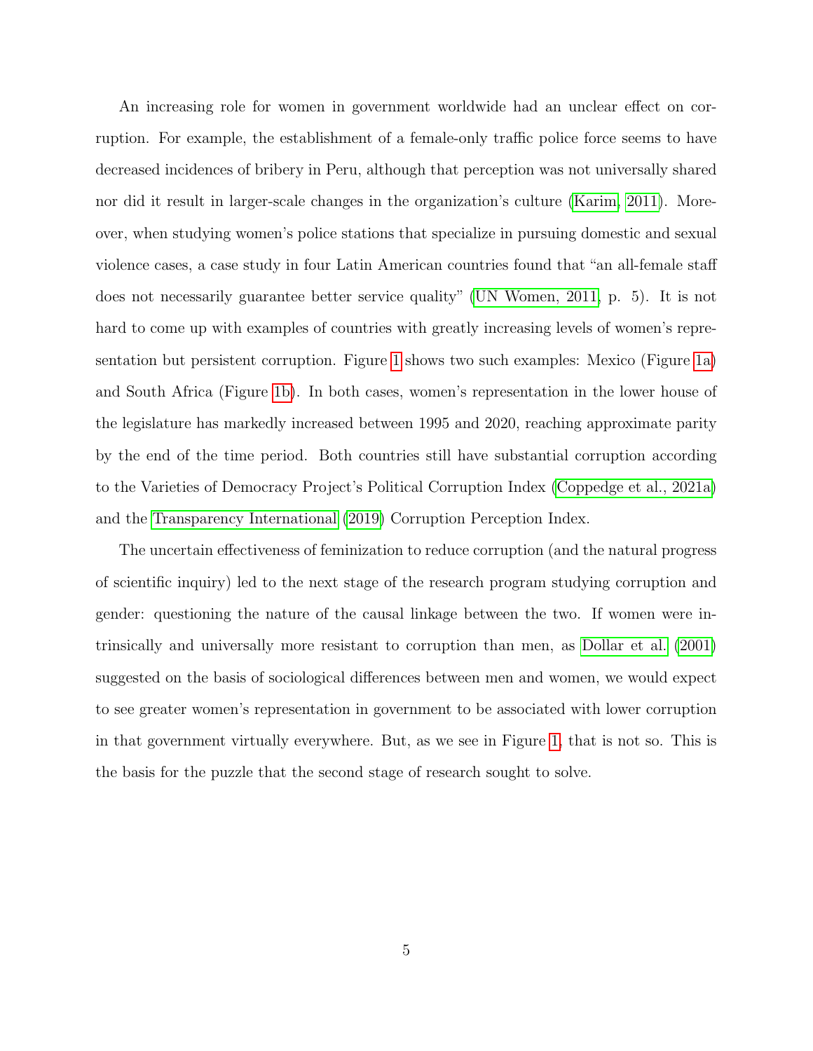An increasing role for women in government worldwide had an unclear effect on corruption. For example, the establishment of a female-only traffic police force seems to have decreased incidences of bribery in Peru, although that perception was not universally shared nor did it result in larger-scale changes in the organization's culture (Karim, 2011). Moreover, when studying women's police stations that specialize in pursuing domestic and sexual violence cases, a case study in four Latin American countries found that "an all-female staff does not necessarily guarantee better service quality" (UN Women, 2011, p. 5). It is not hard to come up with examples of countries with greatly increasing levels of women's representation but persistent corruption. Figure 1 shows two such examples: Mexico (Figure 1a) and South Africa (Figure 1b). In both cases, women's representation in the lower house of the legislature has markedly increased between 1995 and 2020, reaching approximate parity by the end of the time period. Both countries still have substantial corruption according to the Varieties of Democracy Project's Political Corruption Index (Coppedge et al., 2021a) and the Transparency International (2019) Corruption Perception Index.

The uncertain effectiveness of feminization to reduce corruption (and the natural progress of scientific inquiry) led to the next stage of the research program studying corruption and gender: questioning the nature of the causal linkage between the two. If women were intrinsically and universally more resistant to corruption than men, as Dollar et al. (2001) suggested on the basis of sociological differences between men and women, we would expect to see greater women's representation in government to be associated with lower corruption in that government virtually everywhere. But, as we see in Figure 1, that is not so. This is the basis for the puzzle that the second stage of research sought to solve.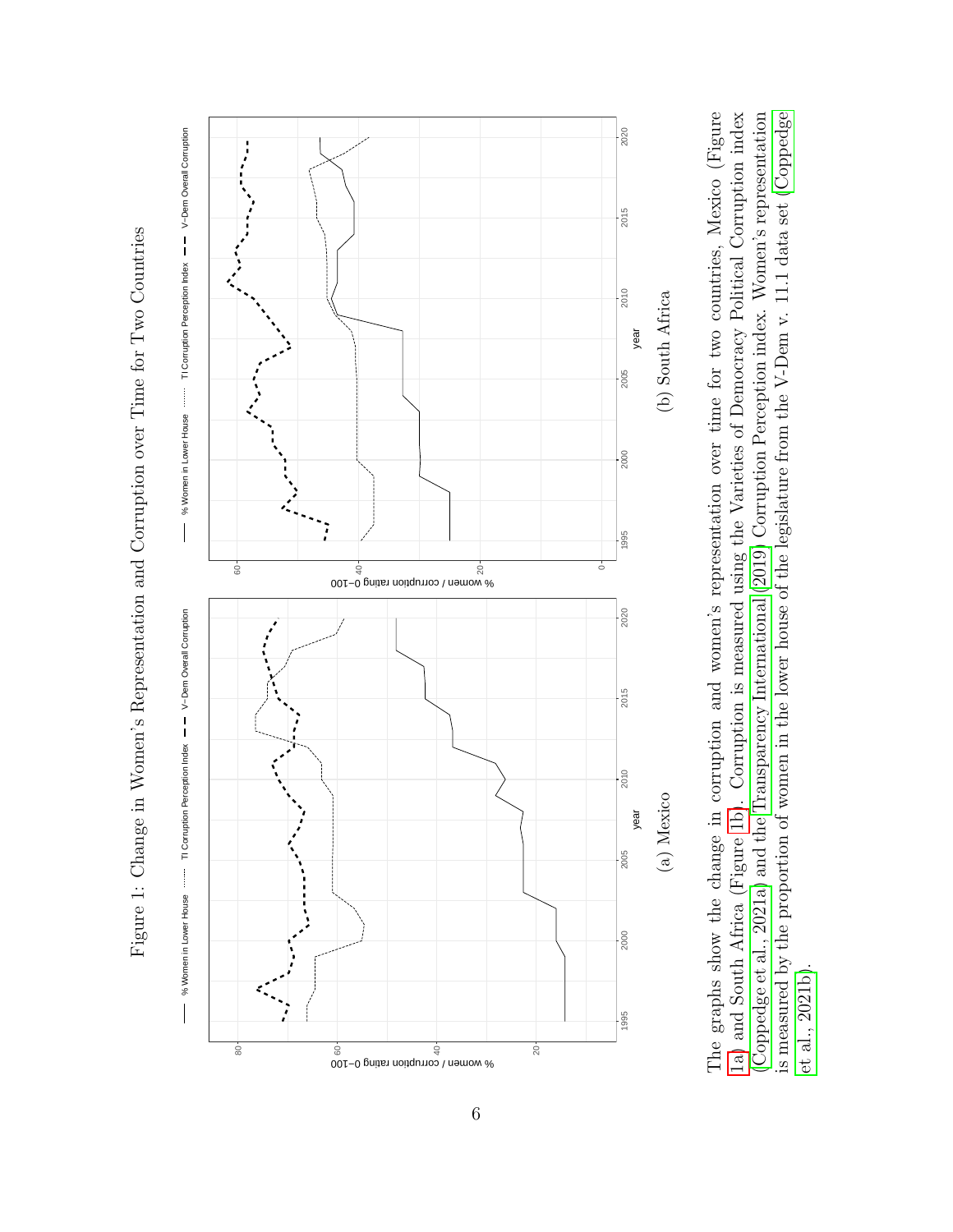Figure 1: Change in Women's Representation and Corruption over Time for Two Countries

(a) Mexico

(b) South Africa

The graphs show the change in corruption and women's representation over time for two countries, Mexico (Figure 1a) and South Africa (Figure 1b). Corruption is measured using the Varieties of Democracy Political Corruption index (Coppedge et al., 2021a) and the Transparency International (2019) Corruption Perception index. Women's representation is measured by the proportion of women in the lower house of the legislature from the V-Dem v. 11.1 data set (Coppedge et al., 2021b).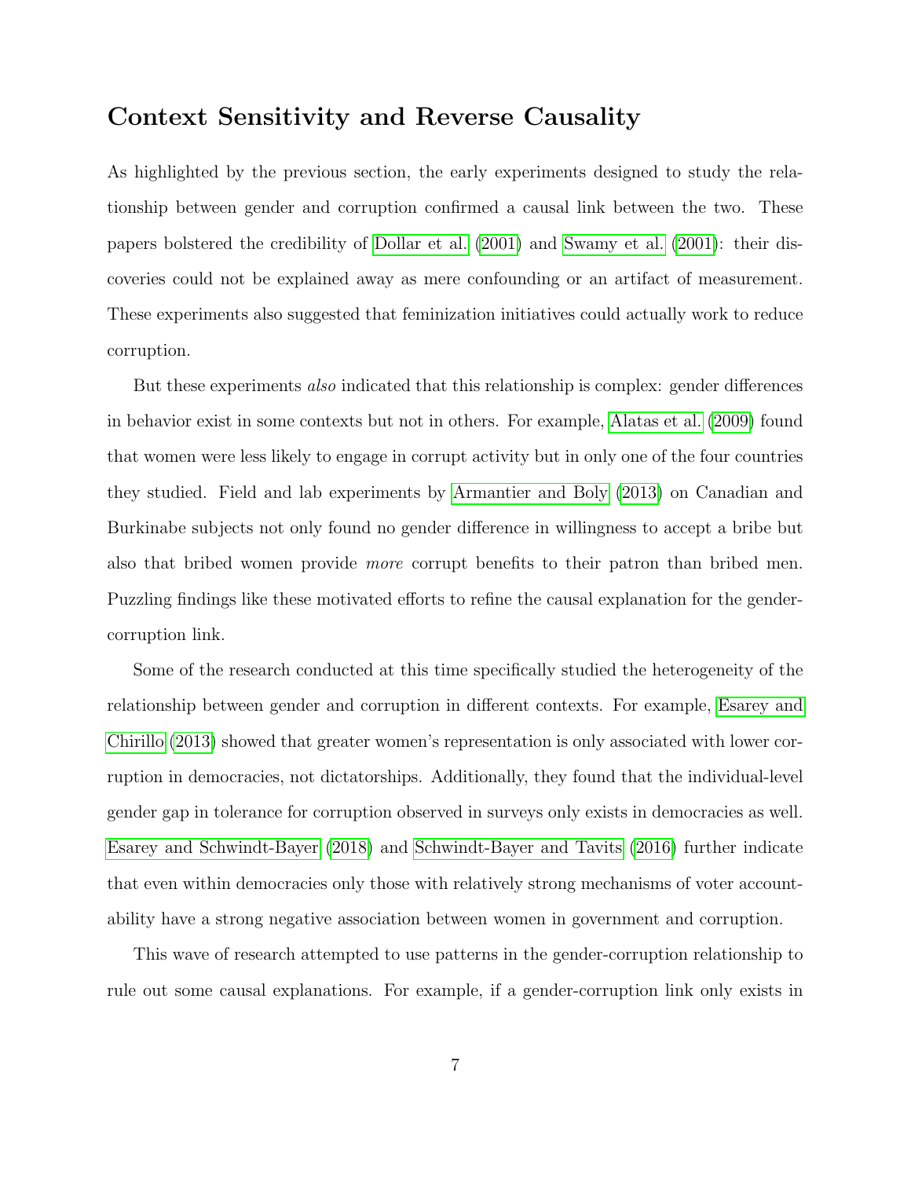## Context Sensitivity and Reverse Causality

As highlighted by the previous section, the early experiments designed to study the relationship between gender and corruption confirmed a causal link between the two. These papers bolstered the credibility of Dollar et al. (2001) and Swamy et al. (2001): their discoveries could not be explained away as mere confounding or an artifact of measurement. These experiments also suggested that feminization initiatives could actually work to reduce corruption.

But these experiments *also* indicated that this relationship is complex: gender differences in behavior exist in some contexts but not in others. For example, Alatas et al. (2009) found that women were less likely to engage in corrupt activity but in only one of the four countries they studied. Field and lab experiments by Armantier and Boly (2013) on Canadian and Burkinabe subjects not only found no gender difference in willingness to accept a bribe but also that bribed women provide *more* corrupt benefits to their patron than bribed men. Puzzling findings like these motivated efforts to refine the causal explanation for the gender-corruption link.

Some of the research conducted at this time specifically studied the heterogeneity of the relationship between gender and corruption in different contexts. For example, Esarey and Chirillo (2013) showed that greater women's representation is only associated with lower corruption in democracies, not dictatorships. Additionally, they found that the individual-level gender gap in tolerance for corruption observed in surveys only exists in democracies as well. Esarey and Schwindt-Bayer (2018) and Schwindt-Bayer and Tavits (2016) further indicate that even within democracies only those with relatively strong mechanisms of voter accountability have a strong negative association between women in government and corruption.

This wave of research attempted to use patterns in the gender-corruption relationship to rule out some causal explanations. For example, if a gender-corruption link only exists in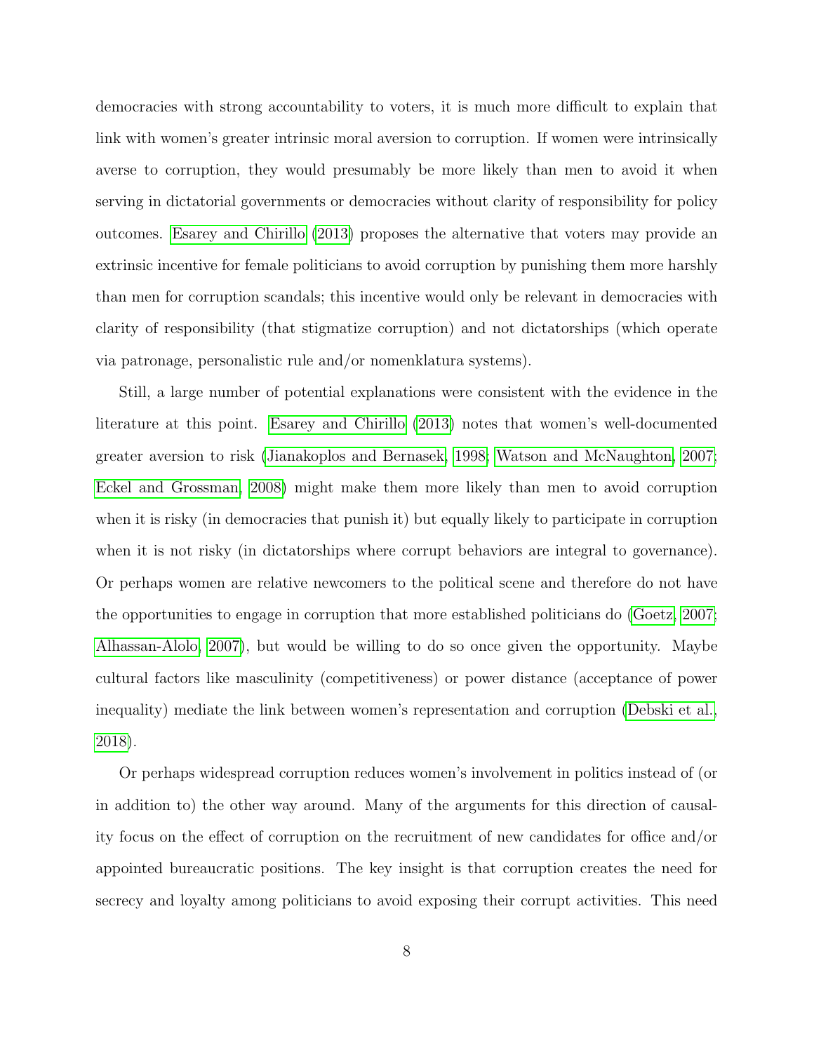democracies with strong accountability to voters, it is much more difficult to explain that link with women's greater intrinsic moral aversion to corruption. If women were intrinsically averse to corruption, they would presumably be more likely than men to avoid it when serving in dictatorial governments or democracies without clarity of responsibility for policy outcomes. Esarey and Chirillo (2013) proposes the alternative that voters may provide an extrinsic incentive for female politicians to avoid corruption by punishing them more harshly than men for corruption scandals; this incentive would only be relevant in democracies with clarity of responsibility (that stigmatize corruption) and not dictatorships (which operate via patronage, personalistic rule and/or nomenklatura systems).

Still, a large number of potential explanations were consistent with the evidence in the literature at this point. Esarey and Chirillo (2013) notes that women's well-documented greater aversion to risk (Jianakoplos and Bernasek, 1998; Watson and McNaughton, 2007; Eckel and Grossman, 2008) might make them more likely than men to avoid corruption when it is risky (in democracies that punish it) but equally likely to participate in corruption when it is not risky (in dictatorships where corrupt behaviors are integral to governance). Or perhaps women are relative newcomers to the political scene and therefore do not have the opportunities to engage in corruption that more established politicians do (Goetz, 2007; Alhassan-Alolo, 2007), but would be willing to do so once given the opportunity. Maybe cultural factors like masculinity (competitiveness) or power distance (acceptance of power inequality) mediate the link between women's representation and corruption (Debski et al., 2018).

Or perhaps widespread corruption reduces women's involvement in politics instead of (or in addition to) the other way around. Many of the arguments for this direction of causality focus on the effect of corruption on the recruitment of new candidates for office and/or appointed bureaucratic positions. The key insight is that corruption creates the need for secrecy and loyalty among politicians to avoid exposing their corrupt activities. This need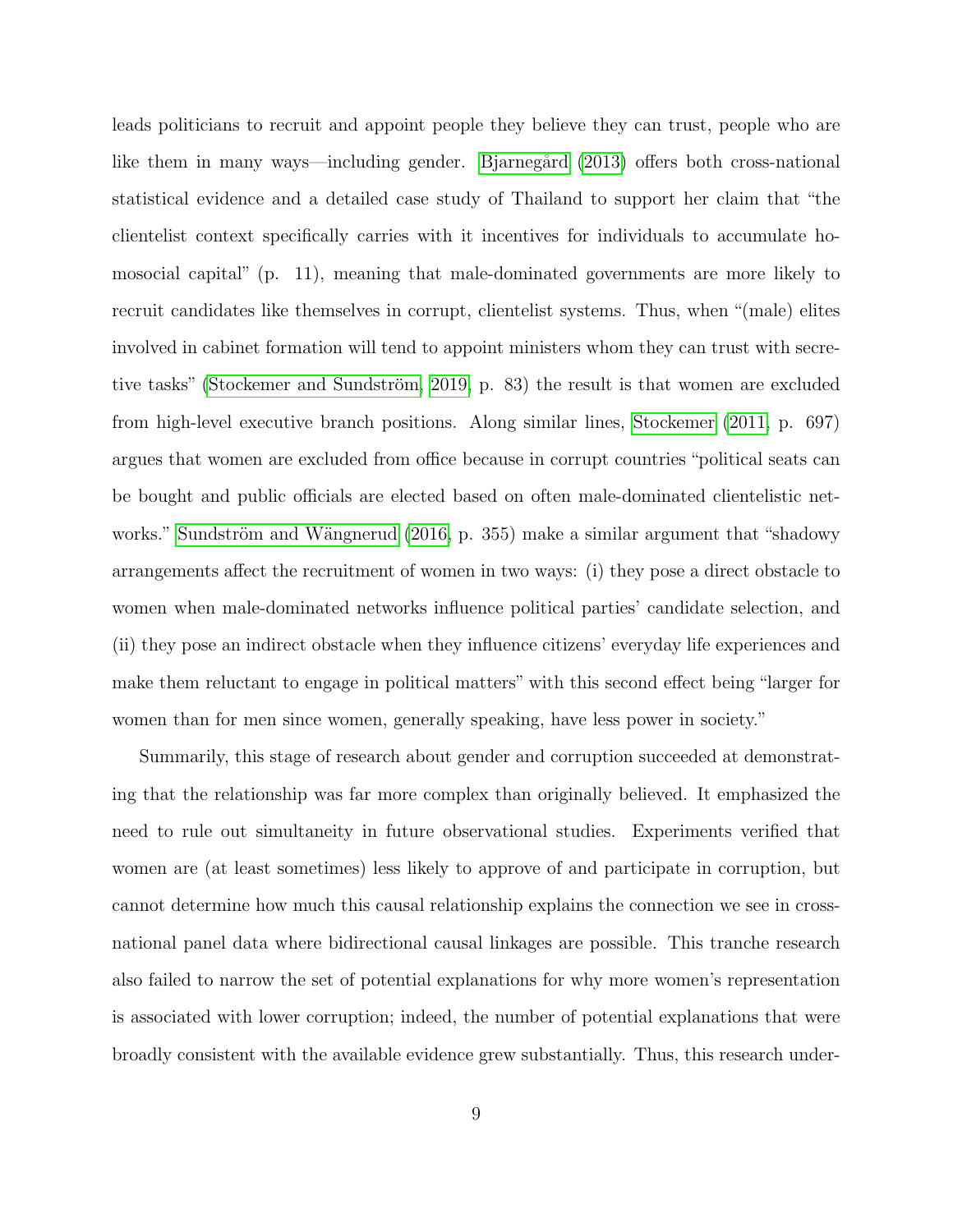leads politicians to recruit and appoint people they believe they can trust, people who are like them in many ways—including gender. Bjarnegård (2013) offers both cross-national statistical evidence and a detailed case study of Thailand to support her claim that "the clientelist context specifically carries with it incentives for individuals to accumulate homosocial capital" (p. 11), meaning that male-dominated governments are more likely to recruit candidates like themselves in corrupt, clientelist systems. Thus, when "(male) elites involved in cabinet formation will tend to appoint ministers whom they can trust with secretive tasks" (Stockemer and Sundström, 2019, p. 83) the result is that women are excluded from high-level executive branch positions. Along similar lines, Stockemer (2011, p. 697) argues that women are excluded from office because in corrupt countries "political seats can be bought and public officials are elected based on often male-dominated clientelistic networks." Sundström and Wängnerud (2016, p. 355) make a similar argument that "shadowy arrangements affect the recruitment of women in two ways: (i) they pose a direct obstacle to women when male-dominated networks influence political parties' candidate selection, and (ii) they pose an indirect obstacle when they influence citizens' everyday life experiences and make them reluctant to engage in political matters" with this second effect being "larger for women than for men since women, generally speaking, have less power in society."

Summarily, this stage of research about gender and corruption succeeded at demonstrating that the relationship was far more complex than originally believed. It emphasized the need to rule out simultaneity in future observational studies. Experiments verified that women are (at least sometimes) less likely to approve of and participate in corruption, but cannot determine how much this causal relationship explains the connection we see in cross-national panel data where bidirectional causal linkages are possible. This tranche research also failed to narrow the set of potential explanations for why more women's representation is associated with lower corruption; indeed, the number of potential explanations that were broadly consistent with the available evidence grew substantially. Thus, this research under-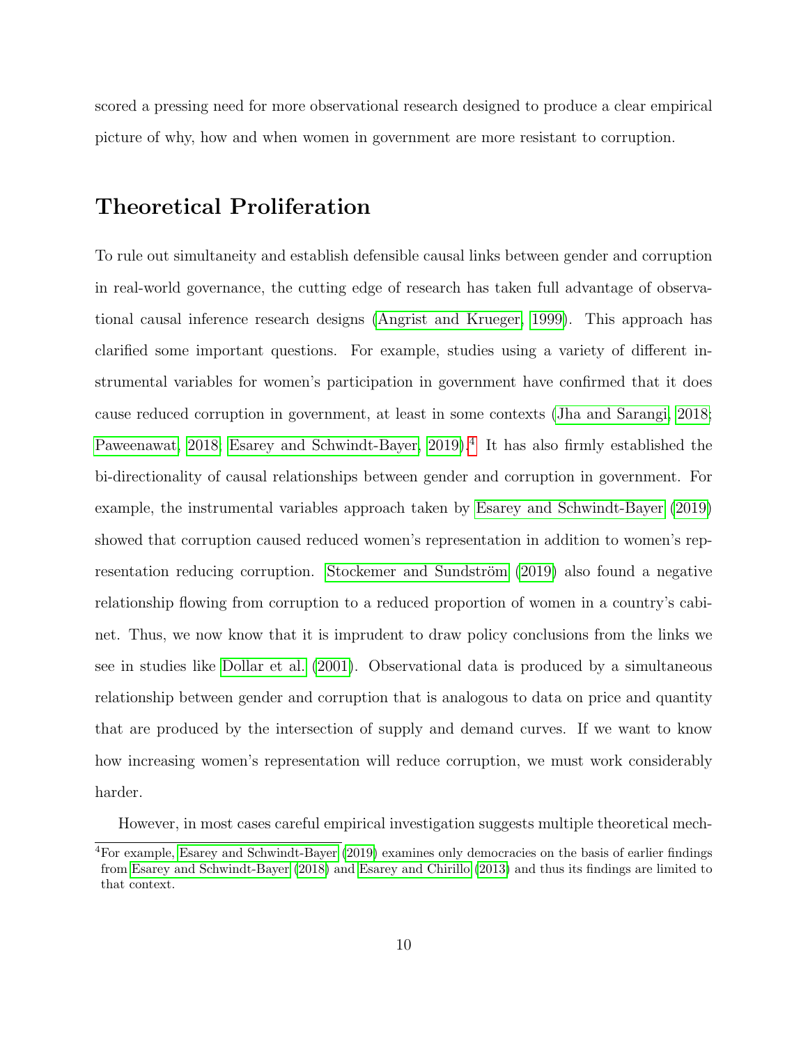scored a pressing need for more observational research designed to produce a clear empirical picture of why, how and when women in government are more resistant to corruption.

## Theoretical Proliferation

To rule out simultaneity and establish defensible causal links between gender and corruption in real-world governance, the cutting edge of research has taken full advantage of observational causal inference research designs (Angrist and Krueger, 1999). This approach has clarified some important questions. For example, studies using a variety of different instrumental variables for women's participation in government have confirmed that it does cause reduced corruption in government, at least in some contexts (Jha and Sarangi, 2018; Paweenawat, 2018; Esarey and Schwindt-Bayer, 2019).[4] It has also firmly established the bi-directionality of causal relationships between gender and corruption in government. For example, the instrumental variables approach taken by Esarey and Schwindt-Bayer (2019) showed that corruption caused reduced women's representation in addition to women's representation reducing corruption. Stockemer and Sundström (2019) also found a negative relationship flowing from corruption to a reduced proportion of women in a country's cabinet. Thus, we now know that it is imprudent to draw policy conclusions from the links we see in studies like Dollar et al. (2001). Observational data is produced by a simultaneous relationship between gender and corruption that is analogous to data on price and quantity that are produced by the intersection of supply and demand curves. If we want to know how increasing women's representation will reduce corruption, we must work considerably harder.

However, in most cases careful empirical investigation suggests multiple theoretical mech-

[4] For example, Esarey and Schwindt-Bayer (2019) examines only democracies on the basis of earlier findings from Esarey and Schwindt-Bayer (2018) and Esarey and Chirillo (2013) and thus its findings are limited to that context.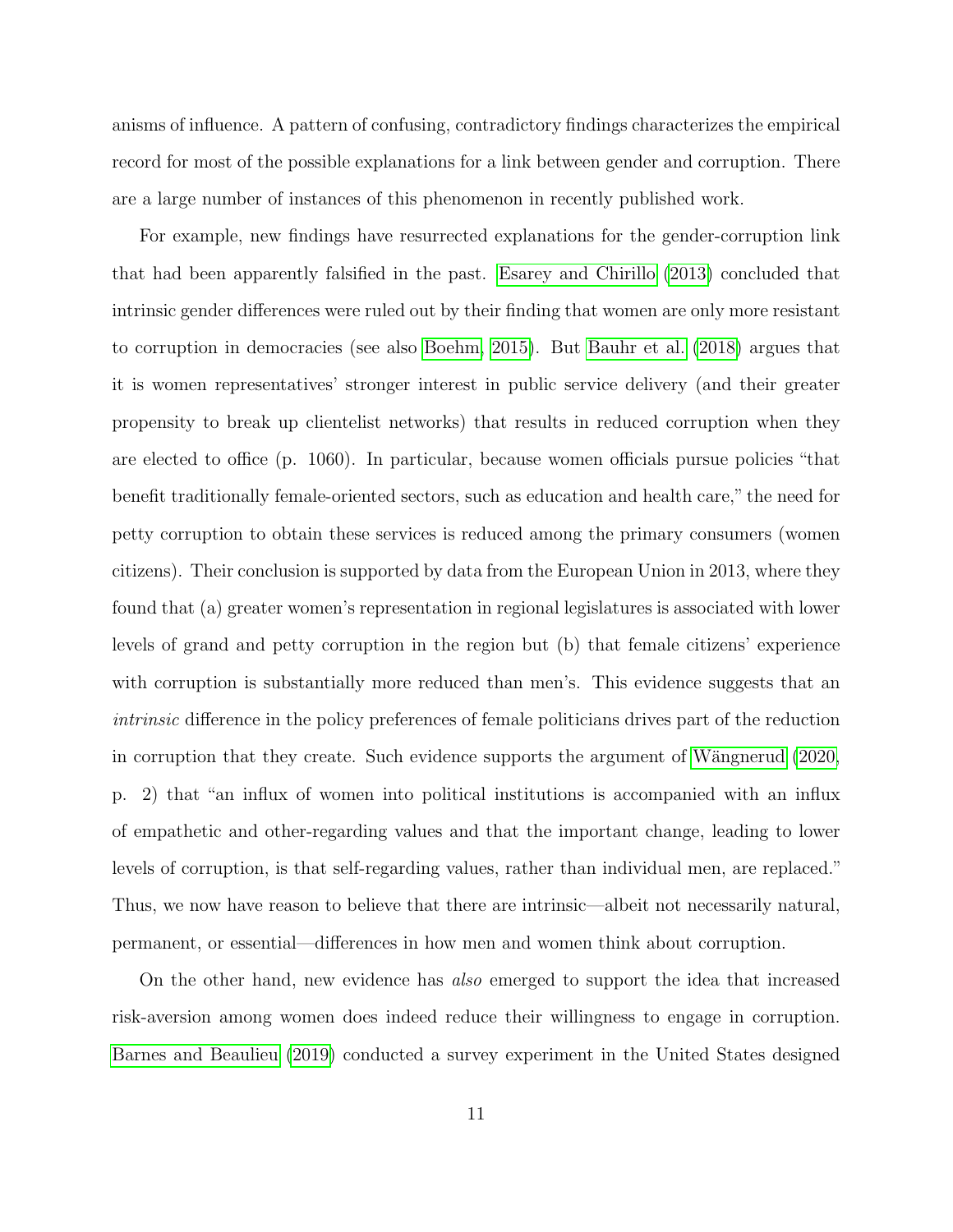anisms of influence. A pattern of confusing, contradictory findings characterizes the empirical record for most of the possible explanations for a link between gender and corruption. There are a large number of instances of this phenomenon in recently published work.

For example, new findings have resurrected explanations for the gender-corruption link that had been apparently falsified in the past. Esarey and Chirillo (2013) concluded that intrinsic gender differences were ruled out by their finding that women are only more resistant to corruption in democracies (see also Boehm, 2015). But Bauhr et al. (2018) argues that it is women representatives' stronger interest in public service delivery (and their greater propensity to break up clientelist networks) that results in reduced corruption when they are elected to office (p. 1060). In particular, because women officials pursue policies "that benefit traditionally female-oriented sectors, such as education and health care," the need for petty corruption to obtain these services is reduced among the primary consumers (women citizens). Their conclusion is supported by data from the European Union in 2013, where they found that (a) greater women's representation in regional legislatures is associated with lower levels of grand and petty corruption in the region but (b) that female citizens' experience with corruption is substantially more reduced than men's. This evidence suggests that an *intrinsic* difference in the policy preferences of female politicians drives part of the reduction in corruption that they create. Such evidence supports the argument of Wängnerud (2020, p. 2) that "an influx of women into political institutions is accompanied with an influx of empathetic and other-regarding values and that the important change, leading to lower levels of corruption, is that self-regarding values, rather than individual men, are replaced." Thus, we now have reason to believe that there are intrinsic—albeit not necessarily natural, permanent, or essential—differences in how men and women think about corruption.

On the other hand, new evidence has *also* emerged to support the idea that increased risk-aversion among women does indeed reduce their willingness to engage in corruption. Barnes and Beaulieu (2019) conducted a survey experiment in the United States designed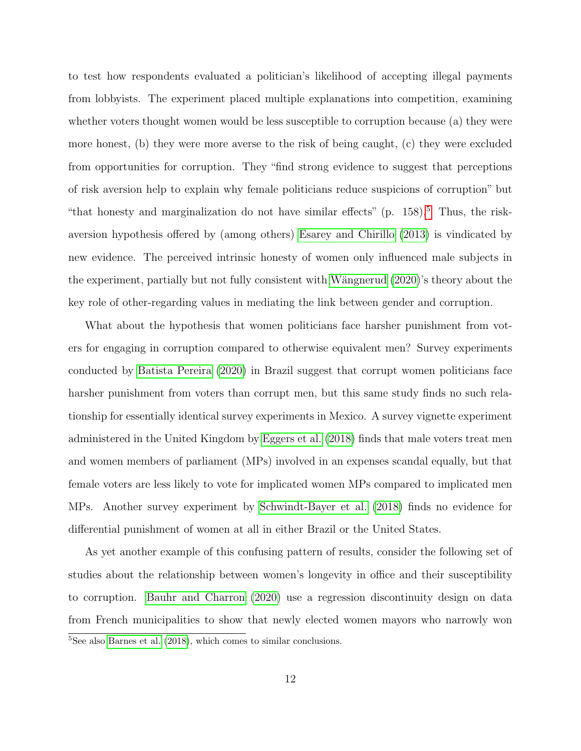to test how respondents evaluated a politician's likelihood of accepting illegal payments from lobbyists. The experiment placed multiple explanations into competition, examining whether voters thought women would be less susceptible to corruption because (a) they were more honest, (b) they were more averse to the risk of being caught, (c) they were excluded from opportunities for corruption. They "find strong evidence to suggest that perceptions of risk aversion help to explain why female politicians reduce suspicions of corruption" but "that honesty and marginalization do not have similar effects" (p. 158).[5] Thus, the risk-aversion hypothesis offered by (among others) Esarey and Chirillo (2013) is vindicated by new evidence. The perceived intrinsic honesty of women only influenced male subjects in the experiment, partially but not fully consistent with Wängnerud (2020)'s theory about the key role of other-regarding values in mediating the link between gender and corruption.

What about the hypothesis that women politicians face harsher punishment from voters for engaging in corruption compared to otherwise equivalent men? Survey experiments conducted by Batista Pereira (2020) in Brazil suggest that corrupt women politicians face harsher punishment from voters than corrupt men, but this same study finds no such relationship for essentially identical survey experiments in Mexico. A survey vignette experiment administered in the United Kingdom by Eggers et al. (2018) finds that male voters treat men and women members of parliament (MPs) involved in an expenses scandal equally, but that female voters are less likely to vote for implicated women MPs compared to implicated men MPs. Another survey experiment by Schwindt-Bayer et al. (2018) finds no evidence for differential punishment of women at all in either Brazil or the United States.

As yet another example of this confusing pattern of results, consider the following set of studies about the relationship between women's longevity in office and their susceptibility to corruption. Bauhr and Charron (2020) use a regression discontinuity design on data from French municipalities to show that newly elected women mayors who narrowly won

[5] See also Barnes et al. (2018), which comes to similar conclusions.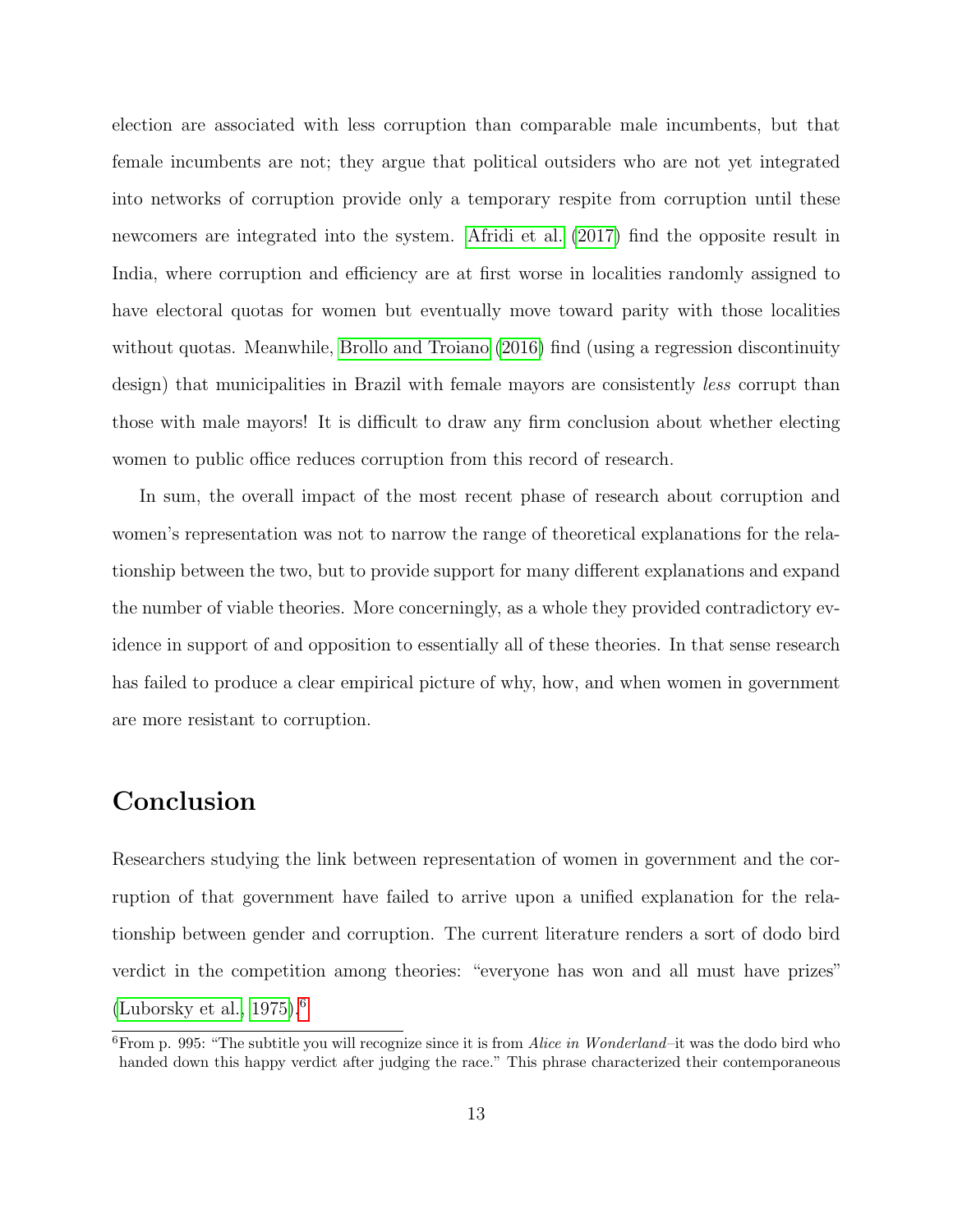election are associated with less corruption than comparable male incumbents, but that female incumbents are not; they argue that political outsiders who are not yet integrated into networks of corruption provide only a temporary respite from corruption until these newcomers are integrated into the system. Afridi et al. (2017) find the opposite result in India, where corruption and efficiency are at first worse in localities randomly assigned to have electoral quotas for women but eventually move toward parity with those localities without quotas. Meanwhile, Brollo and Troiano (2016) find (using a regression discontinuity design) that municipalities in Brazil with female mayors are consistently *less* corrupt than those with male mayors! It is difficult to draw any firm conclusion about whether electing women to public office reduces corruption from this record of research.

In sum, the overall impact of the most recent phase of research about corruption and women's representation was not to narrow the range of theoretical explanations for the relationship between the two, but to provide support for many different explanations and expand the number of viable theories. More concerningly, as a whole they provided contradictory evidence in support of and opposition to essentially all of these theories. In that sense research has failed to produce a clear empirical picture of why, how, and when women in government are more resistant to corruption.

# Conclusion

Researchers studying the link between representation of women in government and the corruption of that government have failed to arrive upon a unified explanation for the relationship between gender and corruption. The current literature renders a sort of dodo bird verdict in the competition among theories: "everyone has won and all must have prizes" (Luborsky et al., 1975).[6]

[6] From p. 995: "The subtitle you will recognize since it is from *Alice in Wonderland*–it was the dodo bird who handed down this happy verdict after judging the race." This phrase characterized their contemporaneous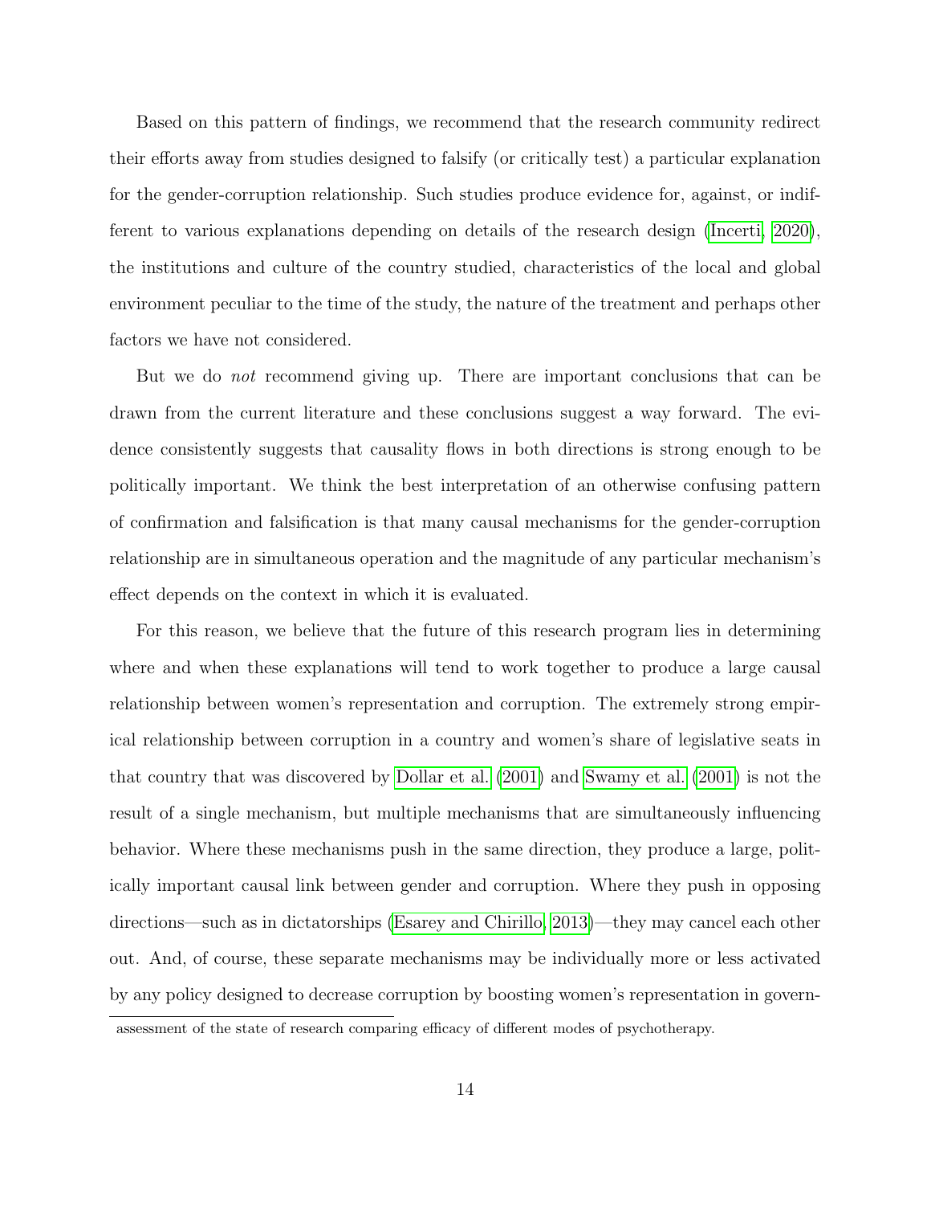Based on this pattern of findings, we recommend that the research community redirect their efforts away from studies designed to falsify (or critically test) a particular explanation for the gender-corruption relationship. Such studies produce evidence for, against, or indifferent to various explanations depending on details of the research design (Incerti, 2020), the institutions and culture of the country studied, characteristics of the local and global environment peculiar to the time of the study, the nature of the treatment and perhaps other factors we have not considered.

But we do *not* recommend giving up. There are important conclusions that can be drawn from the current literature and these conclusions suggest a way forward. The evidence consistently suggests that causality flows in both directions is strong enough to be politically important. We think the best interpretation of an otherwise confusing pattern of confirmation and falsification is that many causal mechanisms for the gender-corruption relationship are in simultaneous operation and the magnitude of any particular mechanism's effect depends on the context in which it is evaluated.

For this reason, we believe that the future of this research program lies in determining where and when these explanations will tend to work together to produce a large causal relationship between women's representation and corruption. The extremely strong empirical relationship between corruption in a country and women's share of legislative seats in that country that was discovered by Dollar et al. (2001) and Swamy et al. (2001) is not the result of a single mechanism, but multiple mechanisms that are simultaneously influencing behavior. Where these mechanisms push in the same direction, they produce a large, politically important causal link between gender and corruption. Where they push in opposing directions—such as in dictatorships (Esarey and Chirillo, 2013)—they may cancel each other out. And, of course, these separate mechanisms may be individually more or less activated by any policy designed to decrease corruption by boosting women's representation in govern-

assessment of the state of research comparing efficacy of different modes of psychotherapy.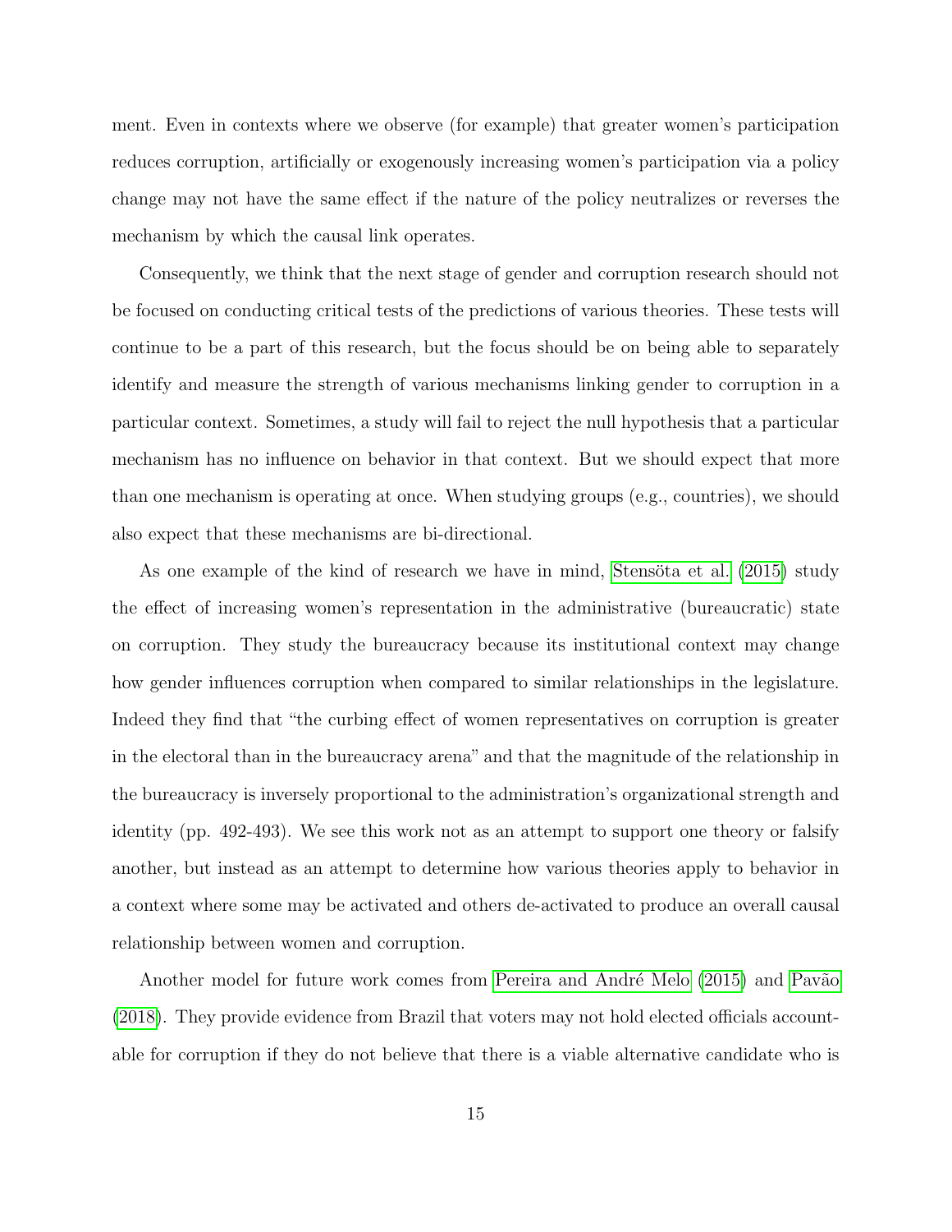ment. Even in contexts where we observe (for example) that greater women's participation reduces corruption, artificially or exogenously increasing women's participation via a policy change may not have the same effect if the nature of the policy neutralizes or reverses the mechanism by which the causal link operates.

Consequently, we think that the next stage of gender and corruption research should not be focused on conducting critical tests of the predictions of various theories. These tests will continue to be a part of this research, but the focus should be on being able to separately identify and measure the strength of various mechanisms linking gender to corruption in a particular context. Sometimes, a study will fail to reject the null hypothesis that a particular mechanism has no influence on behavior in that context. But we should expect that more than one mechanism is operating at once. When studying groups (e.g., countries), we should also expect that these mechanisms are bi-directional.

As one example of the kind of research we have in mind, Stensöta et al. (2015) study the effect of increasing women's representation in the administrative (bureaucratic) state on corruption. They study the bureaucracy because its institutional context may change how gender influences corruption when compared to similar relationships in the legislature. Indeed they find that "the curbing effect of women representatives on corruption is greater in the electoral than in the bureaucracy arena" and that the magnitude of the relationship in the bureaucracy is inversely proportional to the administration's organizational strength and identity (pp. 492-493). We see this work not as an attempt to support one theory or falsify another, but instead as an attempt to determine how various theories apply to behavior in a context where some may be activated and others de-activated to produce an overall causal relationship between women and corruption.

Another model for future work comes from Pereira and André Melo (2015) and Pavão (2018). They provide evidence from Brazil that voters may not hold elected officials accountable for corruption if they do not believe that there is a viable alternative candidate who is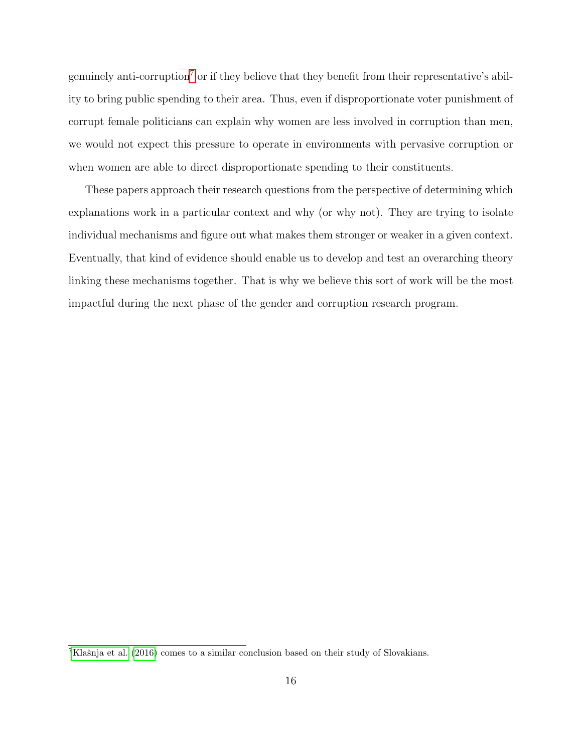genuinely anti-corruption[7] or if they believe that they benefit from their representative's ability to bring public spending to their area. Thus, even if disproportionate voter punishment of corrupt female politicians can explain why women are less involved in corruption than men, we would not expect this pressure to operate in environments with pervasive corruption or when women are able to direct disproportionate spending to their constituents.

These papers approach their research questions from the perspective of determining which explanations work in a particular context and why (or why not). They are trying to isolate individual mechanisms and figure out what makes them stronger or weaker in a given context. Eventually, that kind of evidence should enable us to develop and test an overarching theory linking these mechanisms together. That is why we believe this sort of work will be the most impactful during the next phase of the gender and corruption research program.

[7] Klašnja et al. (2016) comes to a similar conclusion based on their study of Slovakians.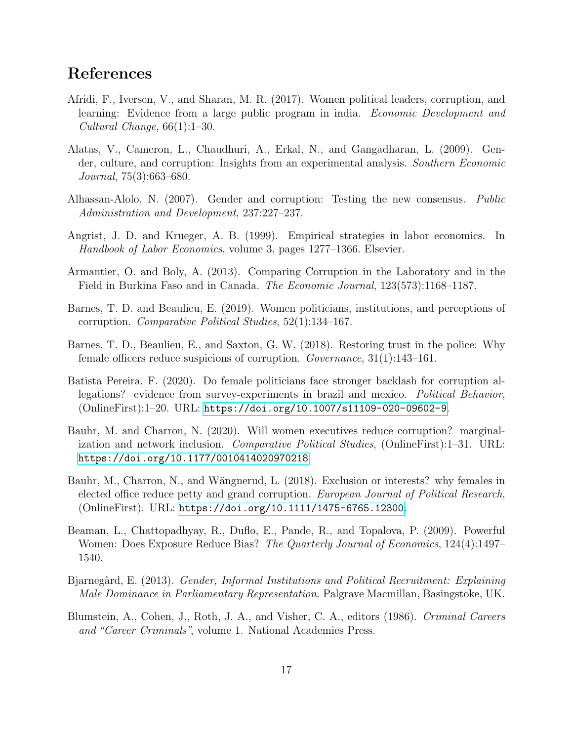# References

Afridi, F., Iversen, V., and Sharan, M. R. (2017). Women political leaders, corruption, and learning: Evidence from a large public program in india. *Economic Development and Cultural Change*, 66(1):1–30.

Alatas, V., Cameron, L., Chaudhuri, A., Erkal, N., and Gangadharan, L. (2009). Gender, culture, and corruption: Insights from an experimental analysis. *Southern Economic Journal*, 75(3):663–680.

Alhassan-Alolo, N. (2007). Gender and corruption: Testing the new consensus. *Public Administration and Development*, 237:227–237.

Angrist, J. D. and Krueger, A. B. (1999). Empirical strategies in labor economics. In *Handbook of Labor Economics*, volume 3, pages 1277–1366. Elsevier.

Armantier, O. and Boly, A. (2013). Comparing Corruption in the Laboratory and in the Field in Burkina Faso and in Canada. *The Economic Journal*, 123(573):1168–1187.

Barnes, T. D. and Beaulieu, E. (2019). Women politicians, institutions, and perceptions of corruption. *Comparative Political Studies*, 52(1):134–167.

Barnes, T. D., Beaulieu, E., and Saxton, G. W. (2018). Restoring trust in the police: Why female officers reduce suspicions of corruption. *Governance*, 31(1):143–161.

Batista Pereira, F. (2020). Do female politicians face stronger backlash for corruption allegations? evidence from survey-experiments in brazil and mexico. *Political Behavior*, (OnlineFirst):1–20. URL: https://doi.org/10.1007/s11109-020-09602-9.

Bauhr, M. and Charron, N. (2020). Will women executives reduce corruption? marginalization and network inclusion. *Comparative Political Studies*, (OnlineFirst):1–31. URL: https://doi.org/10.1177/0010414020970218.

Bauhr, M., Charron, N., and Wängnerud, L. (2018). Exclusion or interests? why females in elected office reduce petty and grand corruption. *European Journal of Political Research*, (OnlineFirst). URL: https://doi.org/10.1111/1475-6765.12300.

Beaman, L., Chattopadhyay, R., Duflo, E., Pande, R., and Topalova, P. (2009). Powerful Women: Does Exposure Reduce Bias? *The Quarterly Journal of Economics*, 124(4):1497–1540.

Bjarnegård, E. (2013). *Gender, Informal Institutions and Political Recruitment: Explaining Male Dominance in Parliamentary Representation*. Palgrave Macmillan, Basingstoke, UK.

Blumstein, A., Cohen, J., Roth, J. A., and Visher, C. A., editors (1986). *Criminal Careers and "Career Criminals"*, volume 1. National Academies Press.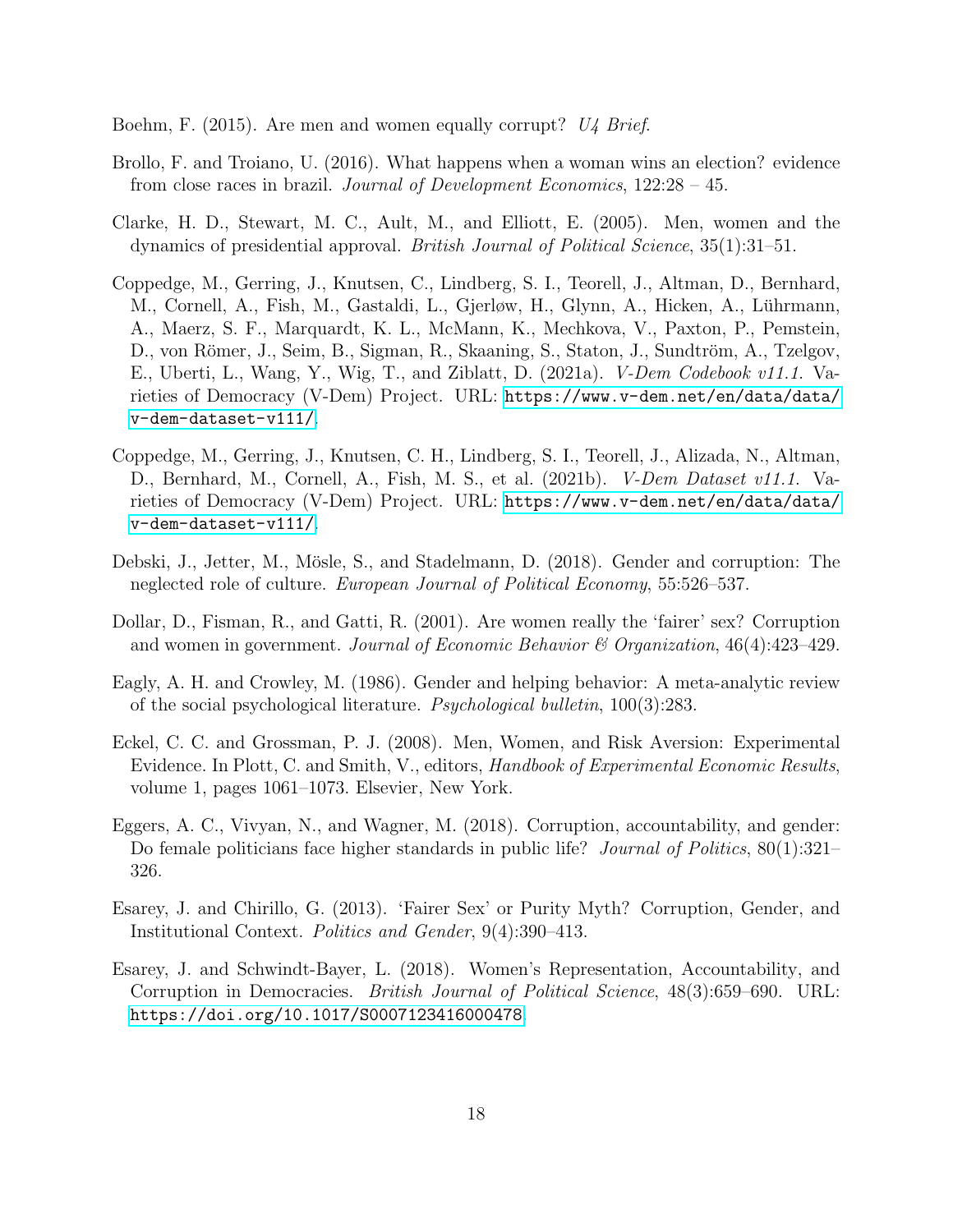Boehm, F. (2015). Are men and women equally corrupt? *U4 Brief*.

Brollo, F. and Troiano, U. (2016). What happens when a woman wins an election? evidence from close races in brazil. *Journal of Development Economics*, 122:28 – 45.

Clarke, H. D., Stewart, M. C., Ault, M., and Elliott, E. (2005). Men, women and the dynamics of presidential approval. *British Journal of Political Science*, 35(1):31–51.

Coppedge, M., Gerring, J., Knutsen, C., Lindberg, S. I., Teorell, J., Altman, D., Bernhard, M., Cornell, A., Fish, M., Gastaldi, L., Gjerløw, H., Glynn, A., Hicken, A., Lührmann, A., Maerz, S. F., Marquardt, K. L., McMann, K., Mechkova, V., Paxton, P., Pemstein, D., von Römer, J., Seim, B., Sigman, R., Skaaning, S., Staton, J., Sundtröm, A., Tzelgov, E., Uberti, L., Wang, Y., Wig, T., and Ziblatt, D. (2021a). *V-Dem Codebook v11.1*. Varieties of Democracy (V-Dem) Project. URL: https://www.v-dem.net/en/data/data/v-dem-dataset-v111/.

Coppedge, M., Gerring, J., Knutsen, C. H., Lindberg, S. I., Teorell, J., Alizada, N., Altman, D., Bernhard, M., Cornell, A., Fish, M. S., et al. (2021b). *V-Dem Dataset v11.1*. Varieties of Democracy (V-Dem) Project. URL: https://www.v-dem.net/en/data/data/v-dem-dataset-v111/.

Debski, J., Jetter, M., Mösle, S., and Stadelmann, D. (2018). Gender and corruption: The neglected role of culture. *European Journal of Political Economy*, 55:526–537.

Dollar, D., Fisman, R., and Gatti, R. (2001). Are women really the 'fairer' sex? Corruption and women in government. *Journal of Economic Behavior & Organization*, 46(4):423–429.

Eagly, A. H. and Crowley, M. (1986). Gender and helping behavior: A meta-analytic review of the social psychological literature. *Psychological bulletin*, 100(3):283.

Eckel, C. C. and Grossman, P. J. (2008). Men, Women, and Risk Aversion: Experimental Evidence. In Plott, C. and Smith, V., editors, *Handbook of Experimental Economic Results*, volume 1, pages 1061–1073. Elsevier, New York.

Eggers, A. C., Vivyan, N., and Wagner, M. (2018). Corruption, accountability, and gender: Do female politicians face higher standards in public life? *Journal of Politics*, 80(1):321–326.

Esarey, J. and Chirillo, G. (2013). 'Fairer Sex' or Purity Myth? Corruption, Gender, and Institutional Context. *Politics and Gender*, 9(4):390–413.

Esarey, J. and Schwindt-Bayer, L. (2018). Women's Representation, Accountability, and Corruption in Democracies. *British Journal of Political Science*, 48(3):659–690. URL: https://doi.org/10.1017/S0007123416000478.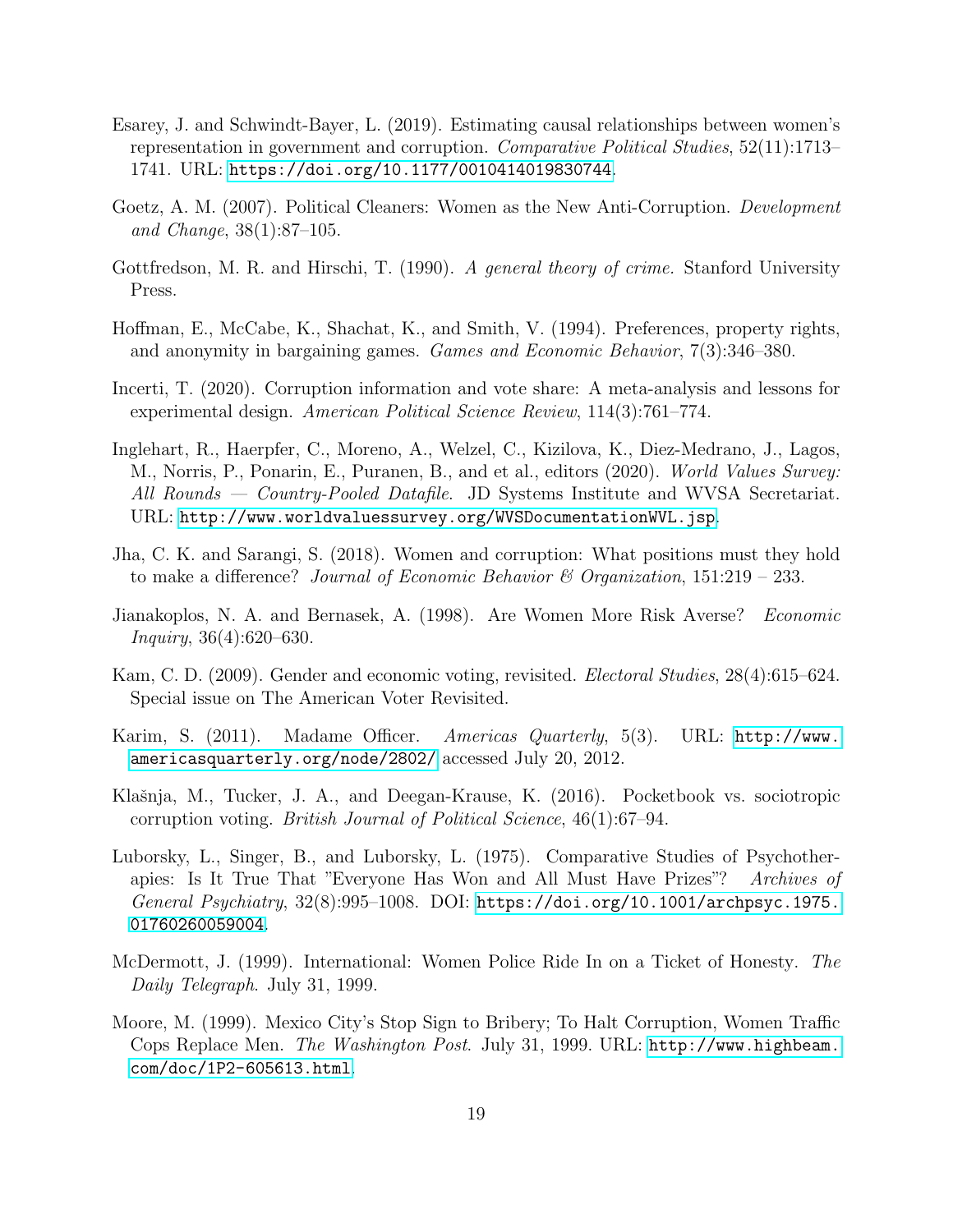Esarey, J. and Schwindt-Bayer, L. (2019). Estimating causal relationships between women's representation in government and corruption. *Comparative Political Studies*, 52(11):1713–1741. URL: https://doi.org/10.1177/0010414019830744.

Goetz, A. M. (2007). Political Cleaners: Women as the New Anti-Corruption. *Development and Change*, 38(1):87–105.

Gottfredson, M. R. and Hirschi, T. (1990). *A general theory of crime.* Stanford University Press.

Hoffman, E., McCabe, K., Shachat, K., and Smith, V. (1994). Preferences, property rights, and anonymity in bargaining games. *Games and Economic Behavior*, 7(3):346–380.

Incerti, T. (2020). Corruption information and vote share: A meta-analysis and lessons for experimental design. *American Political Science Review*, 114(3):761–774.

Inglehart, R., Haerpfer, C., Moreno, A., Welzel, C., Kizilova, K., Diez-Medrano, J., Lagos, M., Norris, P., Ponarin, E., Puranen, B., and et al., editors (2020). *World Values Survey: All Rounds — Country-Pooled Datafile*. JD Systems Institute and WVSA Secretariat. URL: http://www.worldvaluessurvey.org/WVSDocumentationWVL.jsp.

Jha, C. K. and Sarangi, S. (2018). Women and corruption: What positions must they hold to make a difference? *Journal of Economic Behavior & Organization*, 151:219 – 233.

Jianakoplos, N. A. and Bernasek, A. (1998). Are Women More Risk Averse? *Economic Inquiry*, 36(4):620–630.

Kam, C. D. (2009). Gender and economic voting, revisited. *Electoral Studies*, 28(4):615–624. Special issue on The American Voter Revisited.

Karim, S. (2011). Madame Officer. *Americas Quarterly*, 5(3). URL: http://www.americasquarterly.org/node/2802/ accessed July 20, 2012.

Klašnja, M., Tucker, J. A., and Deegan-Krause, K. (2016). Pocketbook vs. sociotropic corruption voting. *British Journal of Political Science*, 46(1):67–94.

Luborsky, L., Singer, B., and Luborsky, L. (1975). Comparative Studies of Psychotherapies: Is It True That "Everyone Has Won and All Must Have Prizes"? *Archives of General Psychiatry*, 32(8):995–1008. DOI: https://doi.org/10.1001/archpsyc.1975.01760260059004.

McDermott, J. (1999). International: Women Police Ride In on a Ticket of Honesty. *The Daily Telegraph*. July 31, 1999.

Moore, M. (1999). Mexico City's Stop Sign to Bribery; To Halt Corruption, Women Traffic Cops Replace Men. *The Washington Post*. July 31, 1999. URL: http://www.highbeam.com/doc/1P2-605613.html.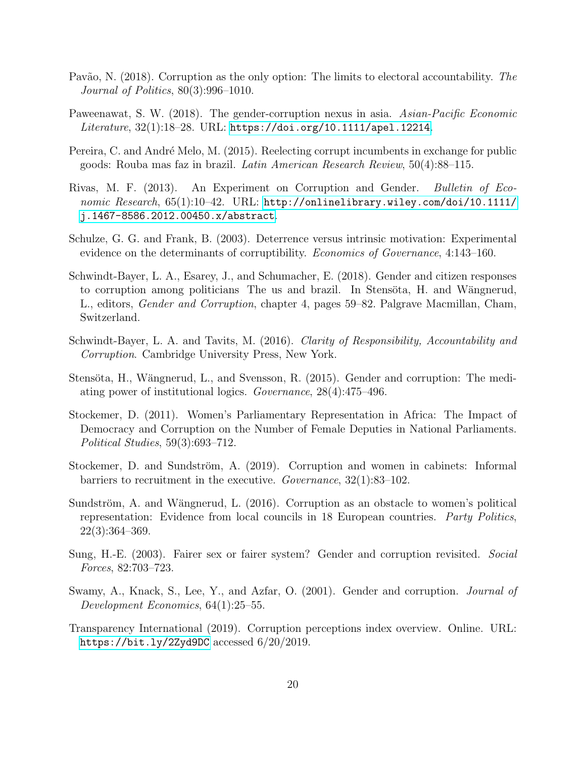Pavão, N. (2018). Corruption as the only option: The limits to electoral accountability. *The Journal of Politics*, 80(3):996–1010.

Paweenawat, S. W. (2018). The gender-corruption nexus in asia. *Asian-Pacific Economic Literature*, 32(1):18–28. URL: https://doi.org/10.1111/apel.12214.

Pereira, C. and André Melo, M. (2015). Reelecting corrupt incumbents in exchange for public goods: Rouba mas faz in brazil. *Latin American Research Review*, 50(4):88–115.

Rivas, M. F. (2013). An Experiment on Corruption and Gender. *Bulletin of Economic Research*, 65(1):10–42. URL: http://onlinelibrary.wiley.com/doi/10.1111/j.1467-8586.2012.00450.x/abstract.

Schulze, G. G. and Frank, B. (2003). Deterrence versus intrinsic motivation: Experimental evidence on the determinants of corruptibility. *Economics of Governance*, 4:143–160.

Schwindt-Bayer, L. A., Esarey, J., and Schumacher, E. (2018). Gender and citizen responses to corruption among politicians The us and brazil. In Stensöta, H. and Wängnerud, L., editors, *Gender and Corruption*, chapter 4, pages 59–82. Palgrave Macmillan, Cham, Switzerland.

Schwindt-Bayer, L. A. and Tavits, M. (2016). *Clarity of Responsibility, Accountability and Corruption*. Cambridge University Press, New York.

Stensöta, H., Wängnerud, L., and Svensson, R. (2015). Gender and corruption: The mediating power of institutional logics. *Governance*, 28(4):475–496.

Stockemer, D. (2011). Women's Parliamentary Representation in Africa: The Impact of Democracy and Corruption on the Number of Female Deputies in National Parliaments. *Political Studies*, 59(3):693–712.

Stockemer, D. and Sundström, A. (2019). Corruption and women in cabinets: Informal barriers to recruitment in the executive. *Governance*, 32(1):83–102.

Sundström, A. and Wängnerud, L. (2016). Corruption as an obstacle to women's political representation: Evidence from local councils in 18 European countries. *Party Politics*, 22(3):364–369.

Sung, H.-E. (2003). Fairer sex or fairer system? Gender and corruption revisited. *Social Forces*, 82:703–723.

Swamy, A., Knack, S., Lee, Y., and Azfar, O. (2001). Gender and corruption. *Journal of Development Economics*, 64(1):25–55.

Transparency International (2019). Corruption perceptions index overview. Online. URL: https://bit.ly/2Zyd9DC accessed 6/20/2019.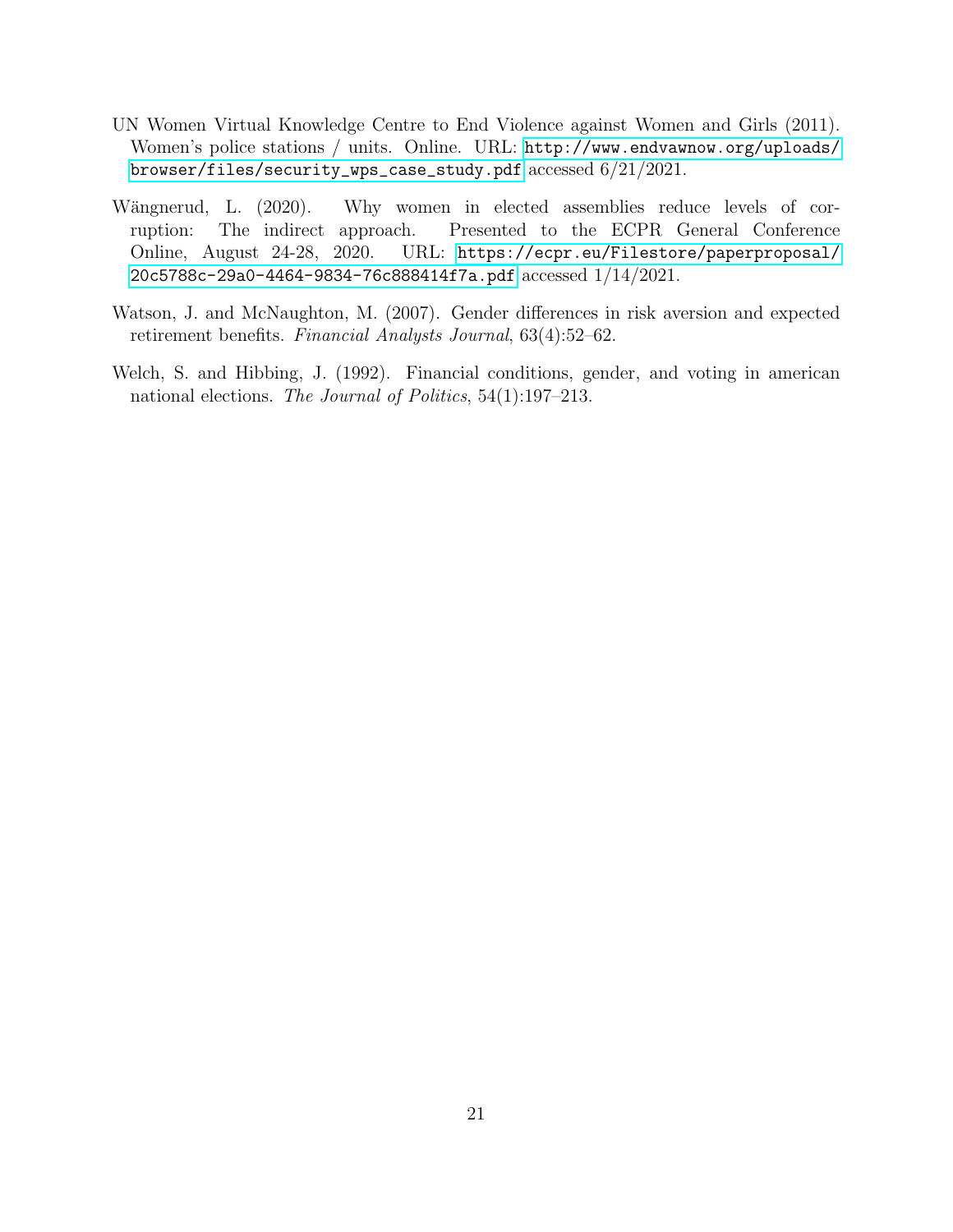UN Women Virtual Knowledge Centre to End Violence against Women and Girls (2011). Women's police stations / units. Online. URL: http://www.endvawnow.org/uploads/browser/files/security_wps_case_study.pdf accessed 6/21/2021.

Wängnerud, L. (2020). Why women in elected assemblies reduce levels of corruption: The indirect approach. Presented to the ECPR General Conference Online, August 24-28, 2020. URL: https://ecpr.eu/Filestore/paperproposal/20c5788c-29a0-4464-9834-76c888414f7a.pdf accessed 1/14/2021.

Watson, J. and McNaughton, M. (2007). Gender differences in risk aversion and expected retirement benefits. *Financial Analysts Journal*, 63(4):52–62.

Welch, S. and Hibbing, J. (1992). Financial conditions, gender, and voting in american national elections. *The Journal of Politics*, 54(1):197–213.